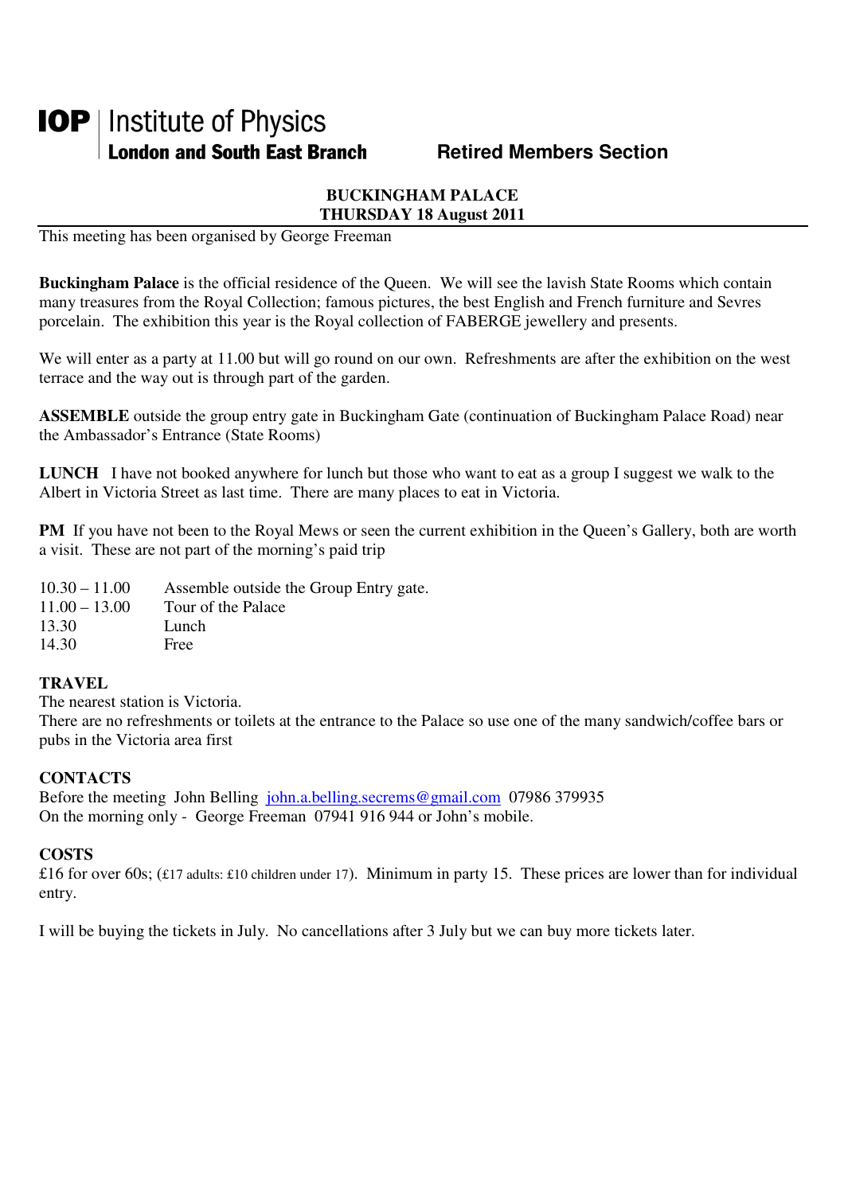**IOP** | Institute of Physics
**London and South East Branch** **Retired Members Section**

## BUCKINGHAM PALACE
## THURSDAY 18 August 2011

This meeting has been organised by George Freeman

**Buckingham Palace** is the official residence of the Queen. We will see the lavish State Rooms which contain many treasures from the Royal Collection; famous pictures, the best English and French furniture and Sevres porcelain. The exhibition this year is the Royal collection of FABERGE jewellery and presents.

We will enter as a party at 11.00 but will go round on our own. Refreshments are after the exhibition on the west terrace and the way out is through part of the garden.

**ASSEMBLE** outside the group entry gate in Buckingham Gate (continuation of Buckingham Palace Road) near the Ambassador's Entrance (State Rooms)

**LUNCH** I have not booked anywhere for lunch but those who want to eat as a group I suggest we walk to the Albert in Victoria Street as last time. There are many places to eat in Victoria.

**PM** If you have not been to the Royal Mews or seen the current exhibition in the Queen's Gallery, both are worth a visit. These are not part of the morning's paid trip

| | |
|---|---|
| 10.30 – 11.00 | Assemble outside the Group Entry gate. |
| 11.00 – 13.00 | Tour of the Palace |
| 13.30 | Lunch |
| 14.30 | Free |

**TRAVEL**
The nearest station is Victoria.
There are no refreshments or toilets at the entrance to the Palace so use one of the many sandwich/coffee bars or pubs in the Victoria area first

**CONTACTS**
Before the meeting John Belling john.a.belling.secrems@gmail.com 07986 379935
On the morning only - George Freeman 07941 916 944 or John's mobile.

**COSTS**
£16 for over 60s; (£17 adults: £10 children under 17). Minimum in party 15. These prices are lower than for individual entry.

I will be buying the tickets in July. No cancellations after 3 July but we can buy more tickets later.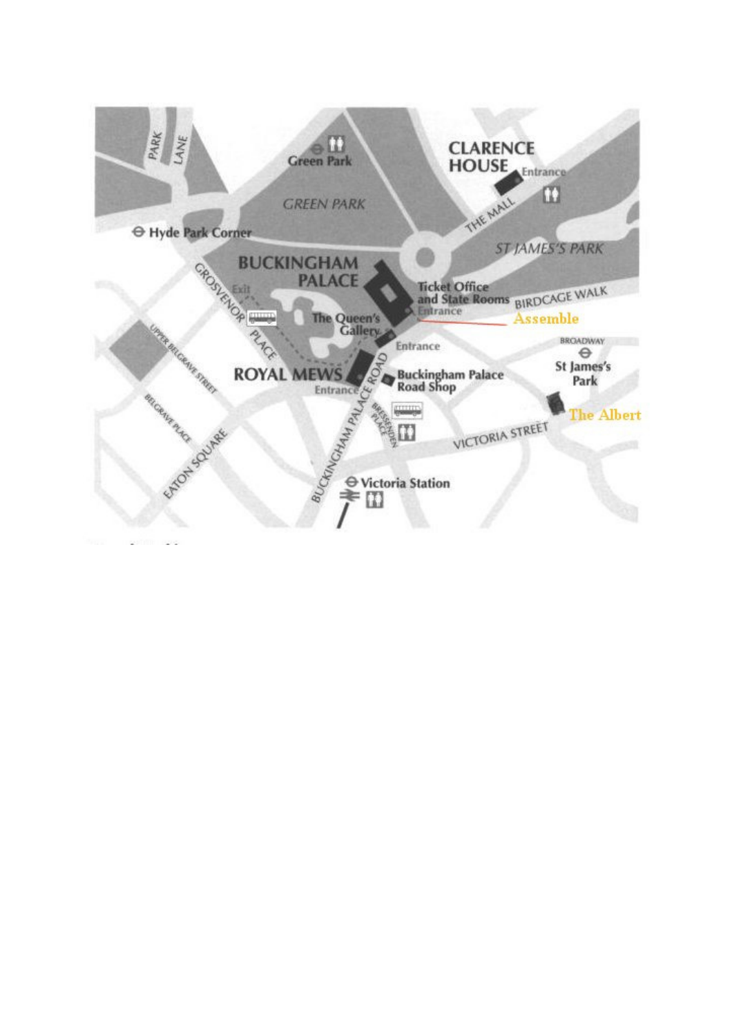PARK LANE

Green Park

CLARENCE HOUSE

Entrance

GREEN PARK

THE MALL

Hyde Park Corner

ST JAMES'S PARK

BUCKINGHAM PALACE

GROSVENOR PLACE

Exit

Ticket Office and State Rooms

Entrance

BIRDCAGE WALK

Assemble

The Queen's Gallery

Entrance

BROADWAY

St James's Park

UPPER BELGRAVE STREET

ROYAL MEWS

Entrance

BUCKINGHAM PALACE ROAD

Buckingham Palace Road Shop

The Albert

BELGRAVE PLACE

BRESSENDEN PLACE

VICTORIA STREET

EATON SQUARE

Victoria Station